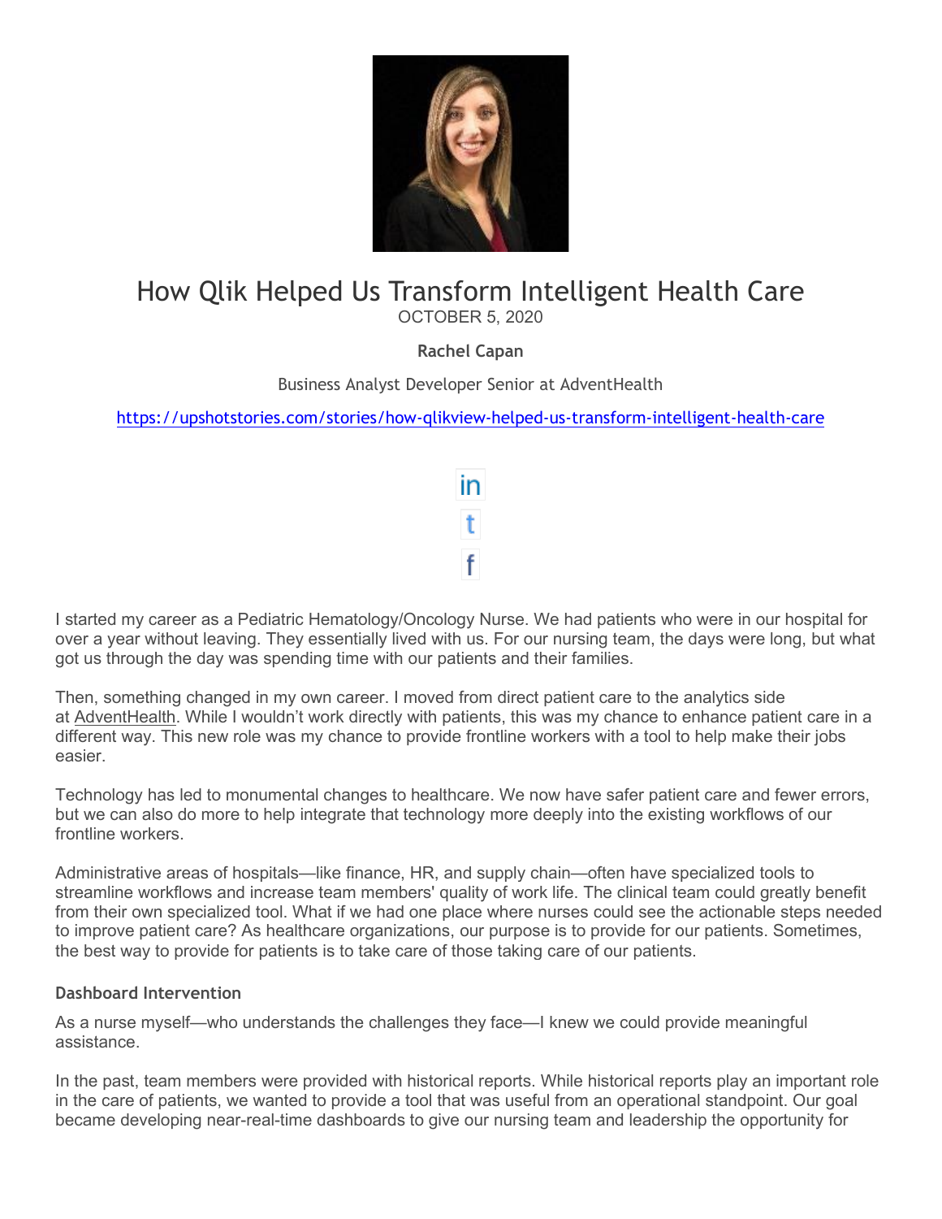# How Qlik Helped Us Transform Intelligent Health Care

OCTOBER 5, 2020

**Rachel Capan**

Business Analyst Developer Senior at AdventHealth

https://upshotstories.com/stories/how-qlikview-helped-us-transform-intelligent-health-care

in

t

f

I started my career as a Pediatric Hematology/Oncology Nurse. We had patients who were in our hospital for over a year without leaving. They essentially lived with us. For our nursing team, the days were long, but what got us through the day was spending time with our patients and their families.

Then, something changed in my own career. I moved from direct patient care to the analytics side at AdventHealth. While I wouldn't work directly with patients, this was my chance to enhance patient care in a different way. This new role was my chance to provide frontline workers with a tool to help make their jobs easier.

Technology has led to monumental changes to healthcare. We now have safer patient care and fewer errors, but we can also do more to help integrate that technology more deeply into the existing workflows of our frontline workers.

Administrative areas of hospitals—like finance, HR, and supply chain—often have specialized tools to streamline workflows and increase team members' quality of work life. The clinical team could greatly benefit from their own specialized tool. What if we had one place where nurses could see the actionable steps needed to improve patient care? As healthcare organizations, our purpose is to provide for our patients. Sometimes, the best way to provide for patients is to take care of those taking care of our patients.

### Dashboard Intervention

As a nurse myself—who understands the challenges they face—I knew we could provide meaningful assistance.

In the past, team members were provided with historical reports. While historical reports play an important role in the care of patients, we wanted to provide a tool that was useful from an operational standpoint. Our goal became developing near-real-time dashboards to give our nursing team and leadership the opportunity for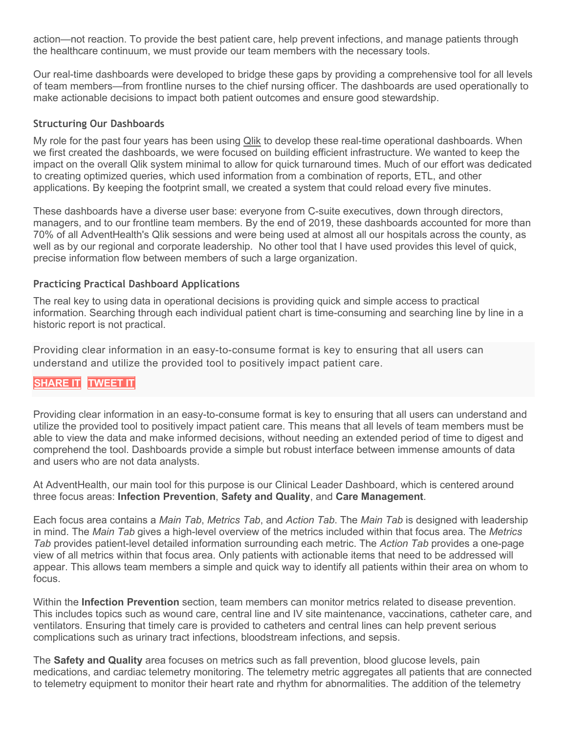action—not reaction. To provide the best patient care, help prevent infections, and manage patients through the healthcare continuum, we must provide our team members with the necessary tools.

Our real-time dashboards were developed to bridge these gaps by providing a comprehensive tool for all levels of team members—from frontline nurses to the chief nursing officer. The dashboards are used operationally to make actionable decisions to impact both patient outcomes and ensure good stewardship.

### Structuring Our Dashboards

My role for the past four years has been using Qlik to develop these real-time operational dashboards. When we first created the dashboards, we were focused on building efficient infrastructure. We wanted to keep the impact on the overall Qlik system minimal to allow for quick turnaround times. Much of our effort was dedicated to creating optimized queries, which used information from a combination of reports, ETL, and other applications. By keeping the footprint small, we created a system that could reload every five minutes.

These dashboards have a diverse user base: everyone from C-suite executives, down through directors, managers, and to our frontline team members. By the end of 2019, these dashboards accounted for more than 70% of all AdventHealth's Qlik sessions and were being used at almost all our hospitals across the county, as well as by our regional and corporate leadership. No other tool that I have used provides this level of quick, precise information flow between members of such a large organization.

### Practicing Practical Dashboard Applications

The real key to using data in operational decisions is providing quick and simple access to practical information. Searching through each individual patient chart is time-consuming and searching line by line in a historic report is not practical.

> Providing clear information in an easy-to-consume format is key to ensuring that all users can understand and utilize the provided tool to positively impact patient care.
>
> **SHARE IT** **TWEET IT**

Providing clear information in an easy-to-consume format is key to ensuring that all users can understand and utilize the provided tool to positively impact patient care. This means that all levels of team members must be able to view the data and make informed decisions, without needing an extended period of time to digest and comprehend the tool. Dashboards provide a simple but robust interface between immense amounts of data and users who are not data analysts.

At AdventHealth, our main tool for this purpose is our Clinical Leader Dashboard, which is centered around three focus areas: **Infection Prevention**, **Safety and Quality**, and **Care Management**.

Each focus area contains a *Main Tab*, *Metrics Tab*, and *Action Tab*. The *Main Tab* is designed with leadership in mind. The *Main Tab* gives a high-level overview of the metrics included within that focus area. The *Metrics Tab* provides patient-level detailed information surrounding each metric. The *Action Tab* provides a one-page view of all metrics within that focus area. Only patients with actionable items that need to be addressed will appear. This allows team members a simple and quick way to identify all patients within their area on whom to focus.

Within the **Infection Prevention** section, team members can monitor metrics related to disease prevention. This includes topics such as wound care, central line and IV site maintenance, vaccinations, catheter care, and ventilators. Ensuring that timely care is provided to catheters and central lines can help prevent serious complications such as urinary tract infections, bloodstream infections, and sepsis.

The **Safety and Quality** area focuses on metrics such as fall prevention, blood glucose levels, pain medications, and cardiac telemetry monitoring. The telemetry metric aggregates all patients that are connected to telemetry equipment to monitor their heart rate and rhythm for abnormalities. The addition of the telemetry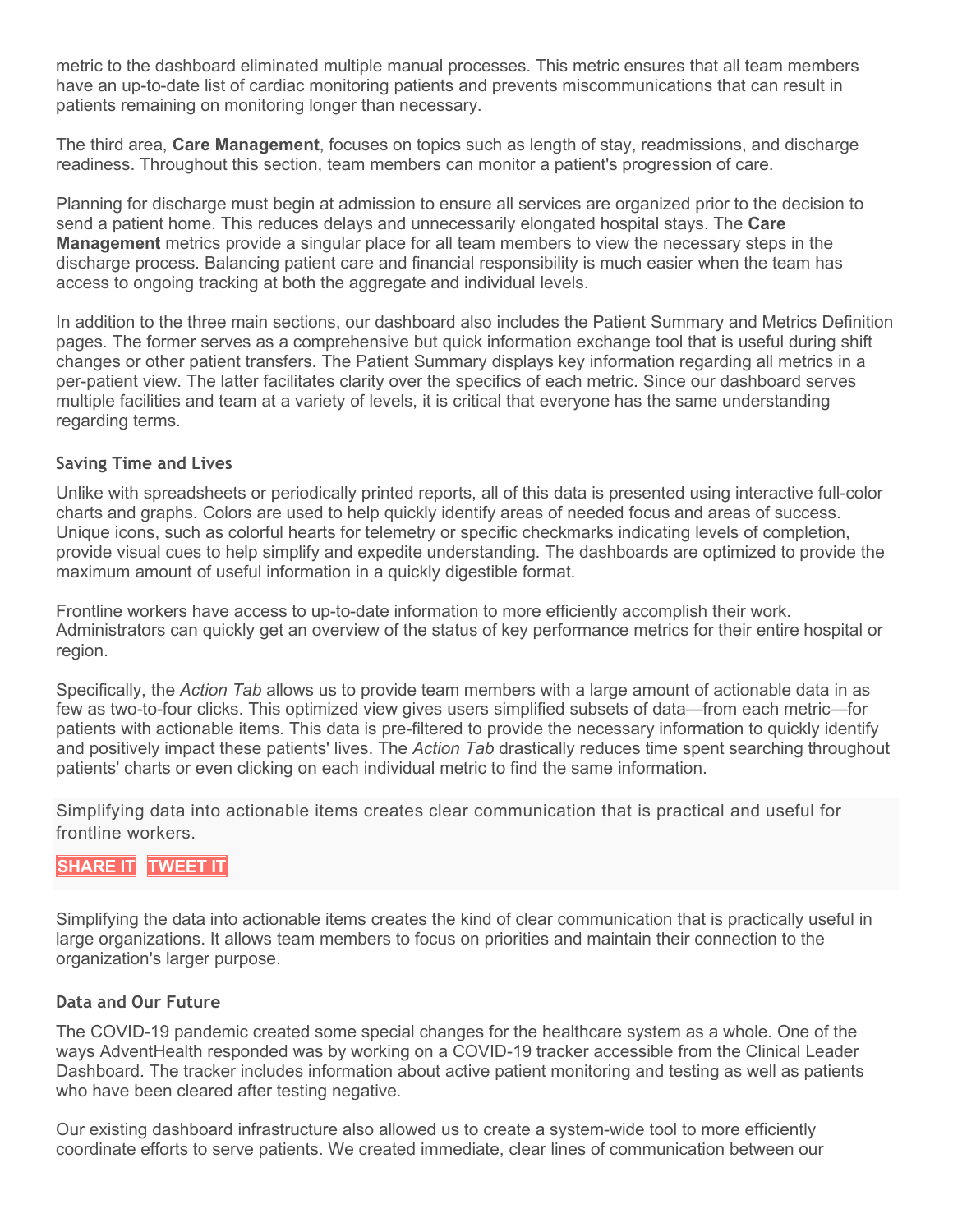metric to the dashboard eliminated multiple manual processes. This metric ensures that all team members have an up-to-date list of cardiac monitoring patients and prevents miscommunications that can result in patients remaining on monitoring longer than necessary.

The third area, **Care Management**, focuses on topics such as length of stay, readmissions, and discharge readiness. Throughout this section, team members can monitor a patient's progression of care.

Planning for discharge must begin at admission to ensure all services are organized prior to the decision to send a patient home. This reduces delays and unnecessarily elongated hospital stays. The **Care Management** metrics provide a singular place for all team members to view the necessary steps in the discharge process. Balancing patient care and financial responsibility is much easier when the team has access to ongoing tracking at both the aggregate and individual levels.

In addition to the three main sections, our dashboard also includes the Patient Summary and Metrics Definition pages. The former serves as a comprehensive but quick information exchange tool that is useful during shift changes or other patient transfers. The Patient Summary displays key information regarding all metrics in a per-patient view. The latter facilitates clarity over the specifics of each metric. Since our dashboard serves multiple facilities and team at a variety of levels, it is critical that everyone has the same understanding regarding terms.

### Saving Time and Lives

Unlike with spreadsheets or periodically printed reports, all of this data is presented using interactive full-color charts and graphs. Colors are used to help quickly identify areas of needed focus and areas of success. Unique icons, such as colorful hearts for telemetry or specific checkmarks indicating levels of completion, provide visual cues to help simplify and expedite understanding. The dashboards are optimized to provide the maximum amount of useful information in a quickly digestible format.

Frontline workers have access to up-to-date information to more efficiently accomplish their work. Administrators can quickly get an overview of the status of key performance metrics for their entire hospital or region.

Specifically, the *Action Tab* allows us to provide team members with a large amount of actionable data in as few as two-to-four clicks. This optimized view gives users simplified subsets of data—from each metric—for patients with actionable items. This data is pre-filtered to provide the necessary information to quickly identify and positively impact these patients' lives. The *Action Tab* drastically reduces time spent searching throughout patients' charts or even clicking on each individual metric to find the same information.

Simplifying data into actionable items creates clear communication that is practical and useful for frontline workers.

**SHARE IT** **TWEET IT**

Simplifying the data into actionable items creates the kind of clear communication that is practically useful in large organizations. It allows team members to focus on priorities and maintain their connection to the organization's larger purpose.

### Data and Our Future

The COVID-19 pandemic created some special changes for the healthcare system as a whole. One of the ways AdventHealth responded was by working on a COVID-19 tracker accessible from the Clinical Leader Dashboard. The tracker includes information about active patient monitoring and testing as well as patients who have been cleared after testing negative.

Our existing dashboard infrastructure also allowed us to create a system-wide tool to more efficiently coordinate efforts to serve patients. We created immediate, clear lines of communication between our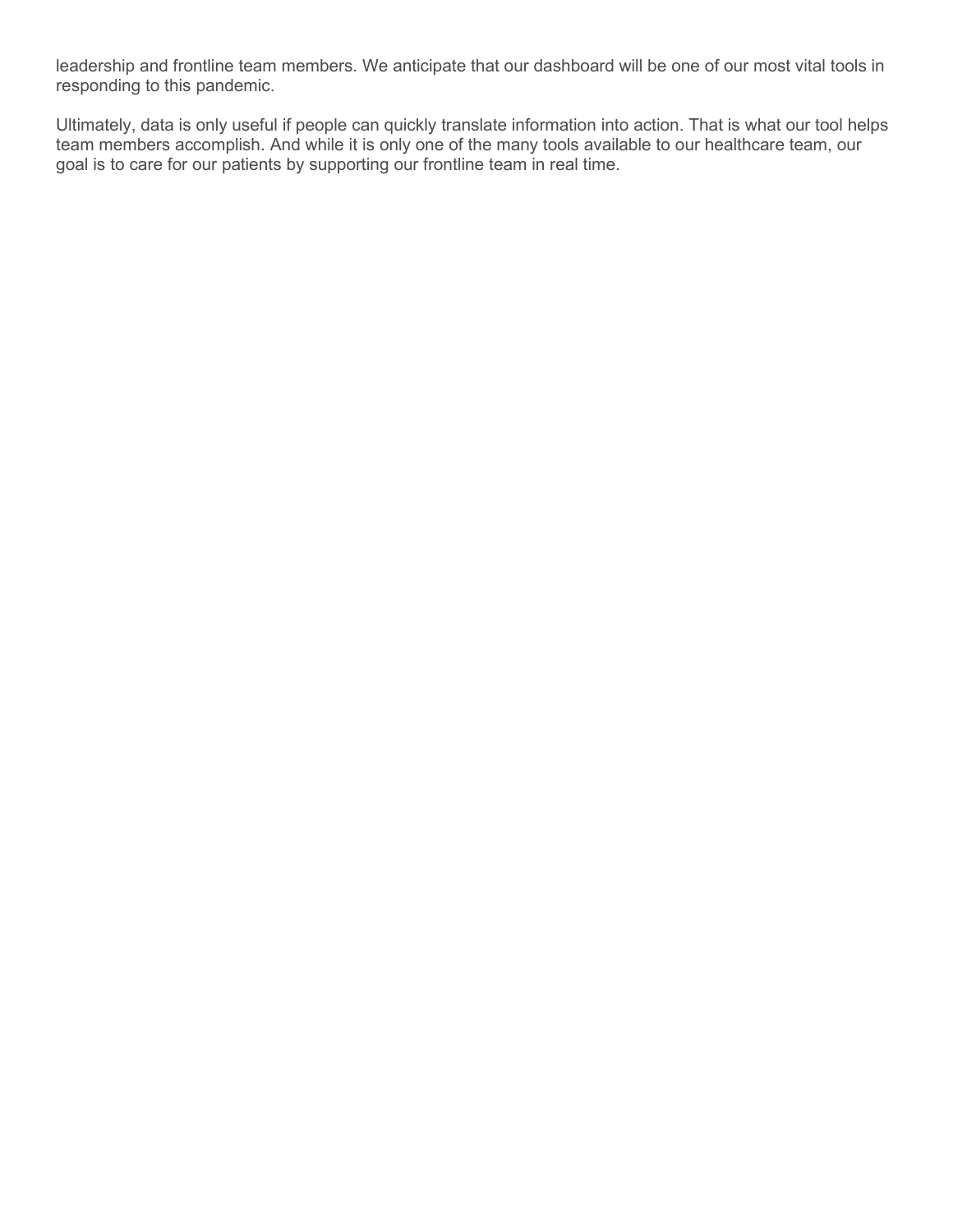leadership and frontline team members. We anticipate that our dashboard will be one of our most vital tools in responding to this pandemic.

Ultimately, data is only useful if people can quickly translate information into action. That is what our tool helps team members accomplish. And while it is only one of the many tools available to our healthcare team, our goal is to care for our patients by supporting our frontline team in real time.